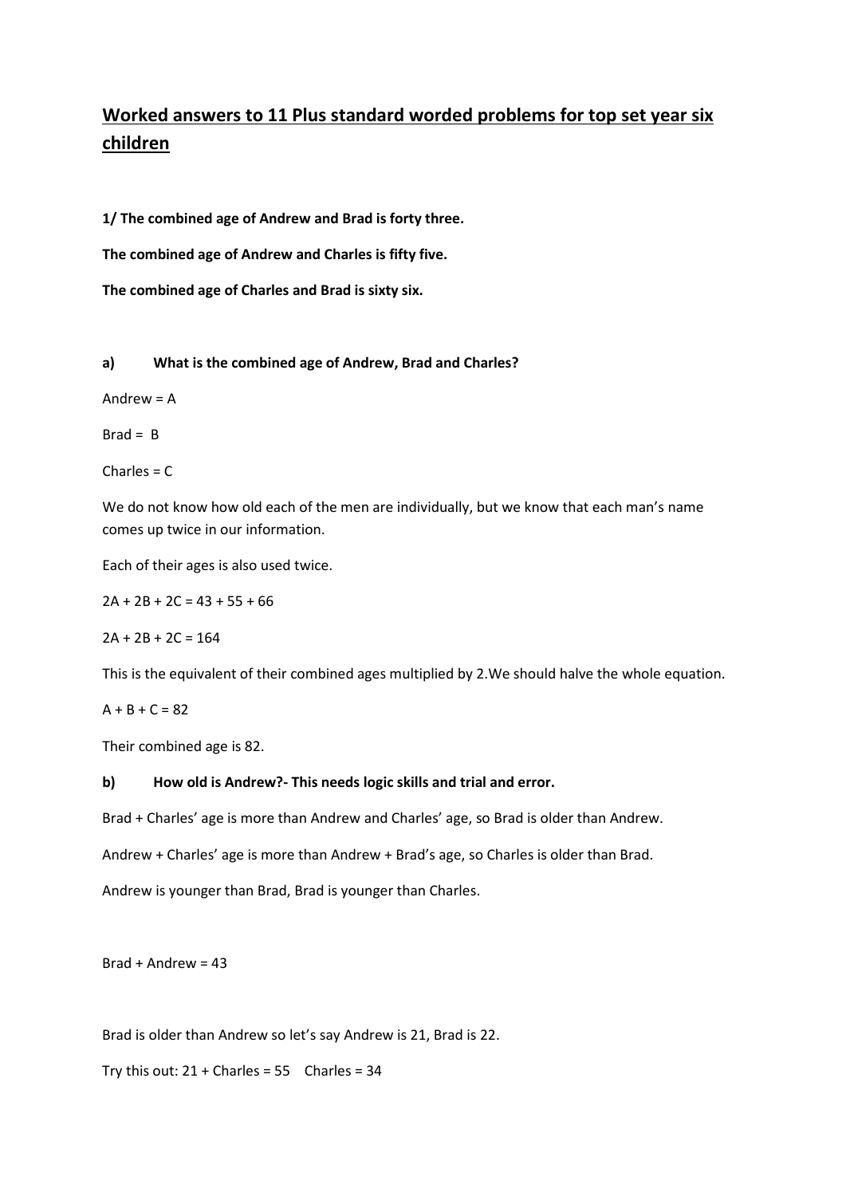# Worked answers to 11 Plus standard worded problems for top set year six children

**1/ The combined age of Andrew and Brad is forty three.**

**The combined age of Andrew and Charles is fifty five.**

**The combined age of Charles and Brad is sixty six.**

**a) What is the combined age of Andrew, Brad and Charles?**

Andrew = A

Brad = B

Charles = C

We do not know how old each of the men are individually, but we know that each man's name comes up twice in our information.

Each of their ages is also used twice.

$2A + 2B + 2C = 43 + 55 + 66$

$2A + 2B + 2C = 164$

This is the equivalent of their combined ages multiplied by 2.We should halve the whole equation.

$A + B + C = 82$

Their combined age is 82.

**b) How old is Andrew?- This needs logic skills and trial and error.**

Brad + Charles' age is more than Andrew and Charles' age, so Brad is older than Andrew.

Andrew + Charles' age is more than Andrew + Brad's age, so Charles is older than Brad.

Andrew is younger than Brad, Brad is younger than Charles.

Brad + Andrew = 43

Brad is older than Andrew so let's say Andrew is 21, Brad is 22.

Try this out: 21 + Charles = 55 Charles = 34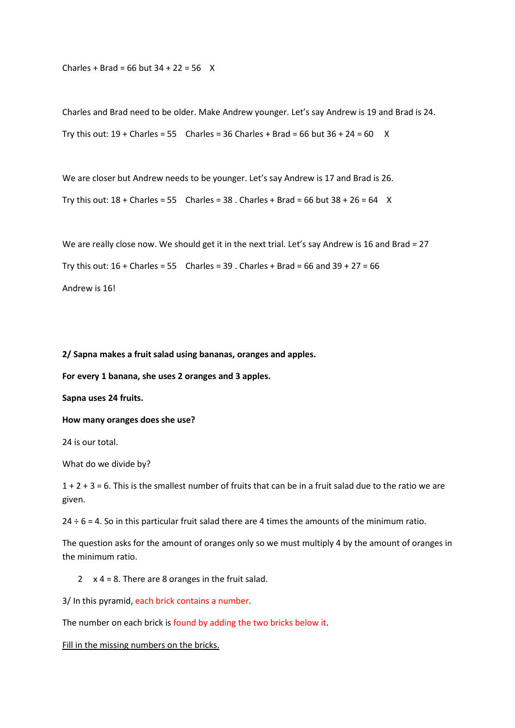Charles + Brad = 66 but 34 + 22 = 56 X

Charles and Brad need to be older. Make Andrew younger. Let's say Andrew is 19 and Brad is 24.

Try this out: 19 + Charles = 55 Charles = 36 Charles + Brad = 66 but 36 + 24 = 60 X

We are closer but Andrew needs to be younger. Let's say Andrew is 17 and Brad is 26.

Try this out: 18 + Charles = 55 Charles = 38 . Charles + Brad = 66 but 38 + 26 = 64 X

We are really close now. We should get it in the next trial. Let's say Andrew is 16 and Brad = 27

Try this out: 16 + Charles = 55 Charles = 39 . Charles + Brad = 66 and 39 + 27 = 66

Andrew is 16!

**2/ Sapna makes a fruit salad using bananas, oranges and apples.**

**For every 1 banana, she uses 2 oranges and 3 apples.**

**Sapna uses 24 fruits.**

**How many oranges does she use?**

24 is our total.

What do we divide by?

1 + 2 + 3 = 6. This is the smallest number of fruits that can be in a fruit salad due to the ratio we are given.

24 ÷ 6 = 4. So in this particular fruit salad there are 4 times the amounts of the minimum ratio.

The question asks for the amount of oranges only so we must multiply 4 by the amount of oranges in the minimum ratio.

2 x 4 = 8. There are 8 oranges in the fruit salad.

3/ In this pyramid, each brick contains a number.

The number on each brick is found by adding the two bricks below it.

Fill in the missing numbers on the bricks.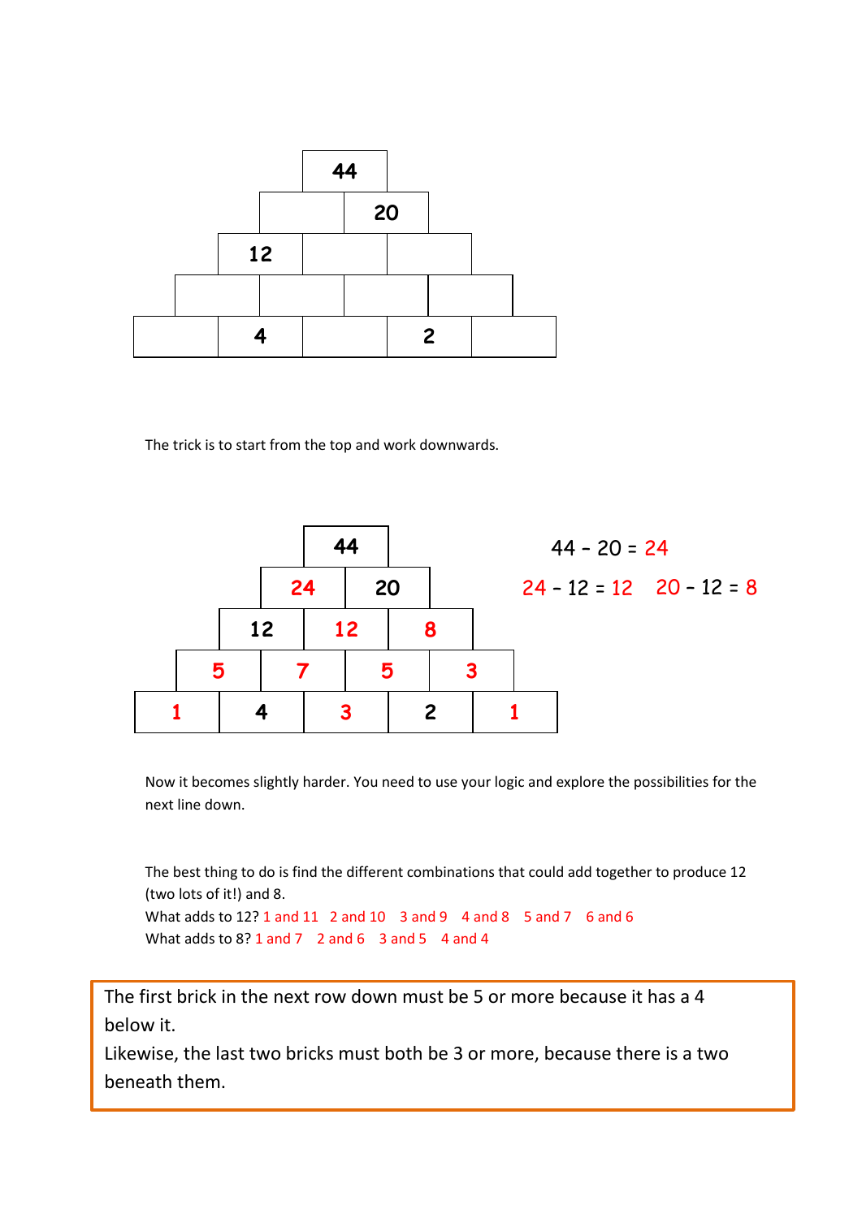44

| 20

12 | |

| | |

| 4 | | 2 |

The trick is to start from the top and work downwards.

44

24 | 20

12 | 12 | 8

5 | 7 | 5 | 3

1 | 4 | 3 | 2 | 1

$44 - 20 = 24$

$24 - 12 = 12$ $20 - 12 = 8$

Now it becomes slightly harder. You need to use your logic and explore the possibilities for the next line down.

The best thing to do is find the different combinations that could add together to produce 12 (two lots of it!) and 8.

What adds to 12? 1 and 11 2 and 10 3 and 9 4 and 8 5 and 7 6 and 6

What adds to 8? 1 and 7 2 and 6 3 and 5 4 and 4

The first brick in the next row down must be 5 or more because it has a 4 below it.

Likewise, the last two bricks must both be 3 or more, because there is a two beneath them.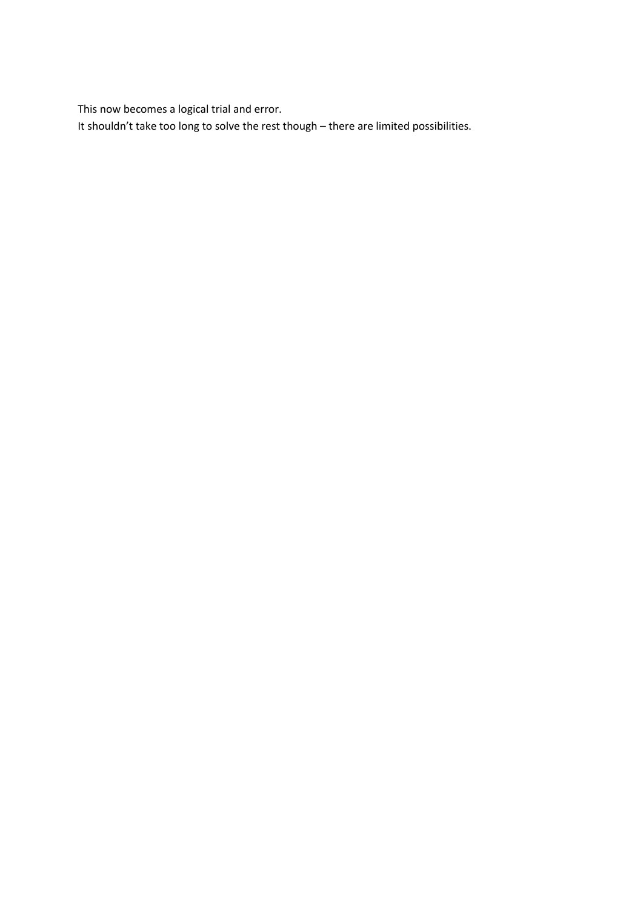This now becomes a logical trial and error.
It shouldn’t take too long to solve the rest though – there are limited possibilities.